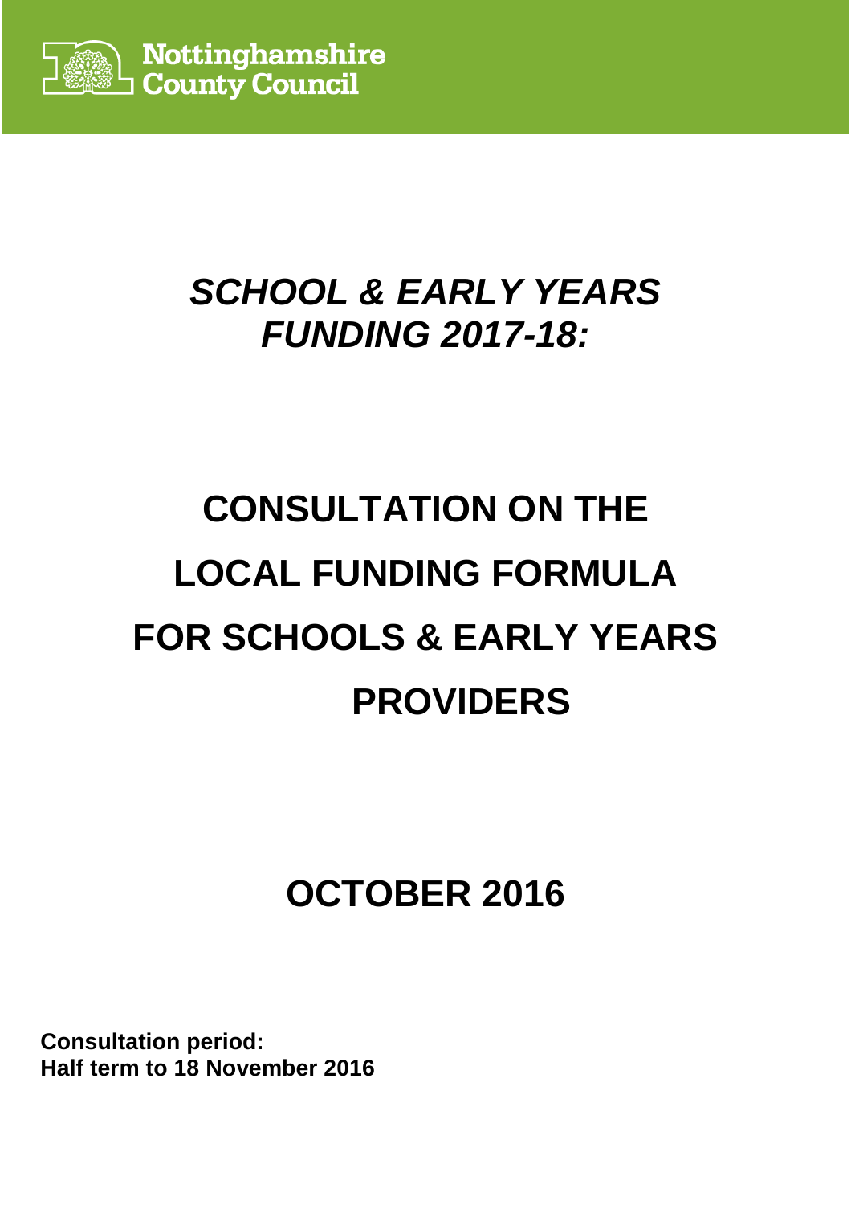Nottinghamshire County Council

# *SCHOOL & EARLY YEARS FUNDING 2017-18:*

# CONSULTATION ON THE LOCAL FUNDING FORMULA FOR SCHOOLS & EARLY YEARS PROVIDERS

## OCTOBER 2016

**Consultation period:**
**Half term to 18 November 2016**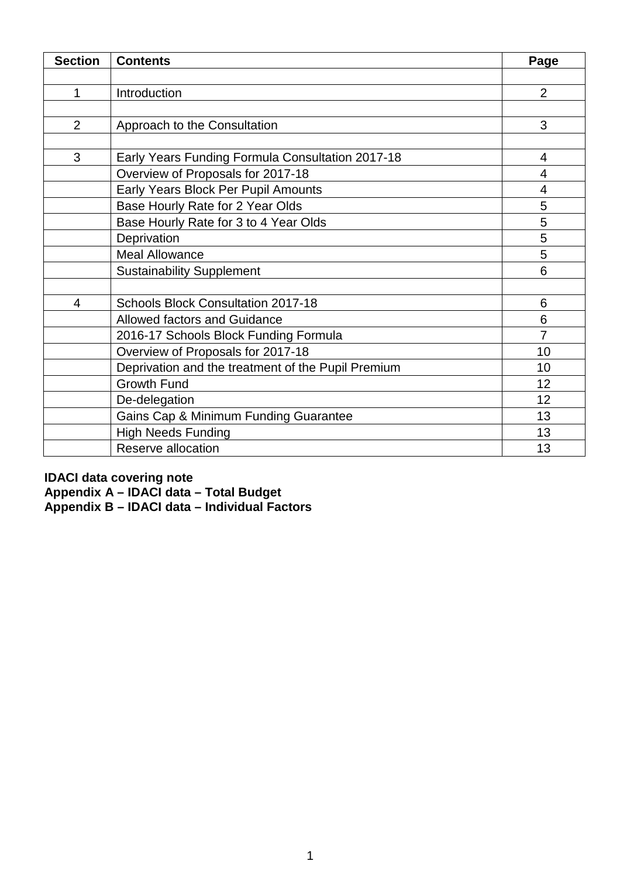| Section | Contents | Page |
|---|---|---|
| | | |
| 1 | Introduction | 2 |
| | | |
| 2 | Approach to the Consultation | 3 |
| | | |
| 3 | Early Years Funding Formula Consultation 2017-18 | 4 |
| | Overview of Proposals for 2017-18 | 4 |
| | Early Years Block Per Pupil Amounts | 4 |
| | Base Hourly Rate for 2 Year Olds | 5 |
| | Base Hourly Rate for 3 to 4 Year Olds | 5 |
| | Deprivation | 5 |
| | Meal Allowance | 5 |
| | Sustainability Supplement | 6 |
| | | |
| 4 | Schools Block Consultation 2017-18 | 6 |
| | Allowed factors and Guidance | 6 |
| | 2016-17 Schools Block Funding Formula | 7 |
| | Overview of Proposals for 2017-18 | 10 |
| | Deprivation and the treatment of the Pupil Premium | 10 |
| | Growth Fund | 12 |
| | De-delegation | 12 |
| | Gains Cap & Minimum Funding Guarantee | 13 |
| | High Needs Funding | 13 |
| | Reserve allocation | 13 |

**IDACI data covering note**
**Appendix A – IDACI data – Total Budget**
**Appendix B – IDACI data – Individual Factors**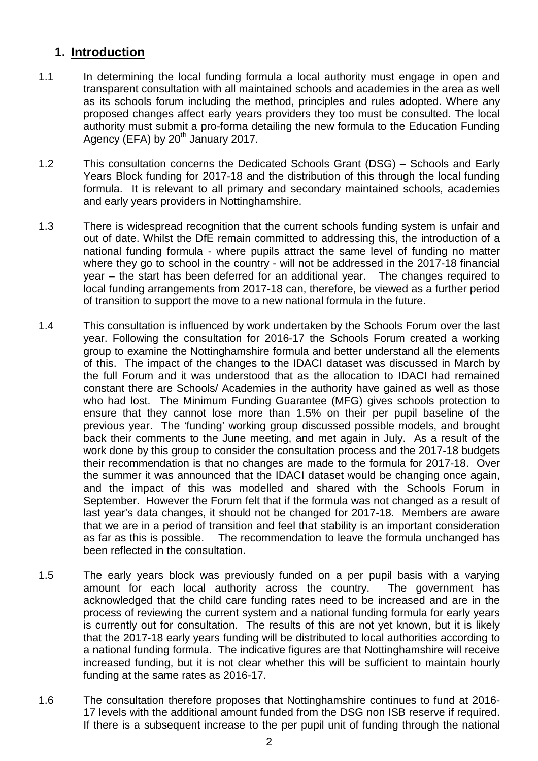## 1. Introduction

1.1 In determining the local funding formula a local authority must engage in open and transparent consultation with all maintained schools and academies in the area as well as its schools forum including the method, principles and rules adopted. Where any proposed changes affect early years providers they too must be consulted. The local authority must submit a pro-forma detailing the new formula to the Education Funding Agency (EFA) by 20th January 2017.

1.2 This consultation concerns the Dedicated Schools Grant (DSG) – Schools and Early Years Block funding for 2017-18 and the distribution of this through the local funding formula. It is relevant to all primary and secondary maintained schools, academies and early years providers in Nottinghamshire.

1.3 There is widespread recognition that the current schools funding system is unfair and out of date. Whilst the DfE remain committed to addressing this, the introduction of a national funding formula - where pupils attract the same level of funding no matter where they go to school in the country - will not be addressed in the 2017-18 financial year – the start has been deferred for an additional year. The changes required to local funding arrangements from 2017-18 can, therefore, be viewed as a further period of transition to support the move to a new national formula in the future.

1.4 This consultation is influenced by work undertaken by the Schools Forum over the last year. Following the consultation for 2016-17 the Schools Forum created a working group to examine the Nottinghamshire formula and better understand all the elements of this. The impact of the changes to the IDACI dataset was discussed in March by the full Forum and it was understood that as the allocation to IDACI had remained constant there are Schools/ Academies in the authority have gained as well as those who had lost. The Minimum Funding Guarantee (MFG) gives schools protection to ensure that they cannot lose more than 1.5% on their per pupil baseline of the previous year. The 'funding' working group discussed possible models, and brought back their comments to the June meeting, and met again in July. As a result of the work done by this group to consider the consultation process and the 2017-18 budgets their recommendation is that no changes are made to the formula for 2017-18. Over the summer it was announced that the IDACI dataset would be changing once again, and the impact of this was modelled and shared with the Schools Forum in September. However the Forum felt that if the formula was not changed as a result of last year's data changes, it should not be changed for 2017-18. Members are aware that we are in a period of transition and feel that stability is an important consideration as far as this is possible. The recommendation to leave the formula unchanged has been reflected in the consultation.

1.5 The early years block was previously funded on a per pupil basis with a varying amount for each local authority across the country. The government has acknowledged that the child care funding rates need to be increased and are in the process of reviewing the current system and a national funding formula for early years is currently out for consultation. The results of this are not yet known, but it is likely that the 2017-18 early years funding will be distributed to local authorities according to a national funding formula. The indicative figures are that Nottinghamshire will receive increased funding, but it is not clear whether this will be sufficient to maintain hourly funding at the same rates as 2016-17.

1.6 The consultation therefore proposes that Nottinghamshire continues to fund at 2016-17 levels with the additional amount funded from the DSG non ISB reserve if required. If there is a subsequent increase to the per pupil unit of funding through the national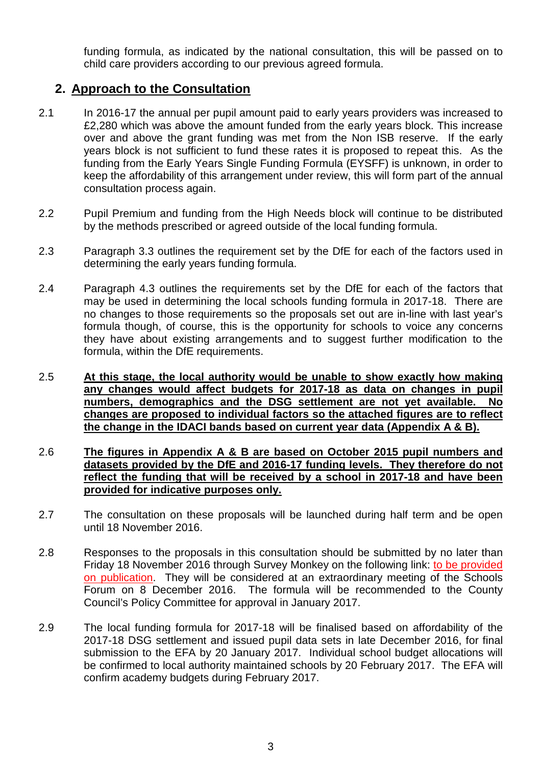funding formula, as indicated by the national consultation, this will be passed on to child care providers according to our previous agreed formula.

## 2. Approach to the Consultation

2.1 In 2016-17 the annual per pupil amount paid to early years providers was increased to £2,280 which was above the amount funded from the early years block. This increase over and above the grant funding was met from the Non ISB reserve. If the early years block is not sufficient to fund these rates it is proposed to repeat this. As the funding from the Early Years Single Funding Formula (EYSFF) is unknown, in order to keep the affordability of this arrangement under review, this will form part of the annual consultation process again.

2.2 Pupil Premium and funding from the High Needs block will continue to be distributed by the methods prescribed or agreed outside of the local funding formula.

2.3 Paragraph 3.3 outlines the requirement set by the DfE for each of the factors used in determining the early years funding formula.

2.4 Paragraph 4.3 outlines the requirements set by the DfE for each of the factors that may be used in determining the local schools funding formula in 2017-18. There are no changes to those requirements so the proposals set out are in-line with last year's formula though, of course, this is the opportunity for schools to voice any concerns they have about existing arrangements and to suggest further modification to the formula, within the DfE requirements.

2.5 **At this stage, the local authority would be unable to show exactly how making any changes would affect budgets for 2017-18 as data on changes in pupil numbers, demographics and the DSG settlement are not yet available. No changes are proposed to individual factors so the attached figures are to reflect the change in the IDACI bands based on current year data (Appendix A & B).**

2.6 **The figures in Appendix A & B are based on October 2015 pupil numbers and datasets provided by the DfE and 2016-17 funding levels. They therefore do not reflect the funding that will be received by a school in 2017-18 and have been provided for indicative purposes only.**

2.7 The consultation on these proposals will be launched during half term and be open until 18 November 2016.

2.8 Responses to the proposals in this consultation should be submitted by no later than Friday 18 November 2016 through Survey Monkey on the following link: to be provided on publication. They will be considered at an extraordinary meeting of the Schools Forum on 8 December 2016. The formula will be recommended to the County Council's Policy Committee for approval in January 2017.

2.9 The local funding formula for 2017-18 will be finalised based on affordability of the 2017-18 DSG settlement and issued pupil data sets in late December 2016, for final submission to the EFA by 20 January 2017. Individual school budget allocations will be confirmed to local authority maintained schools by 20 February 2017. The EFA will confirm academy budgets during February 2017.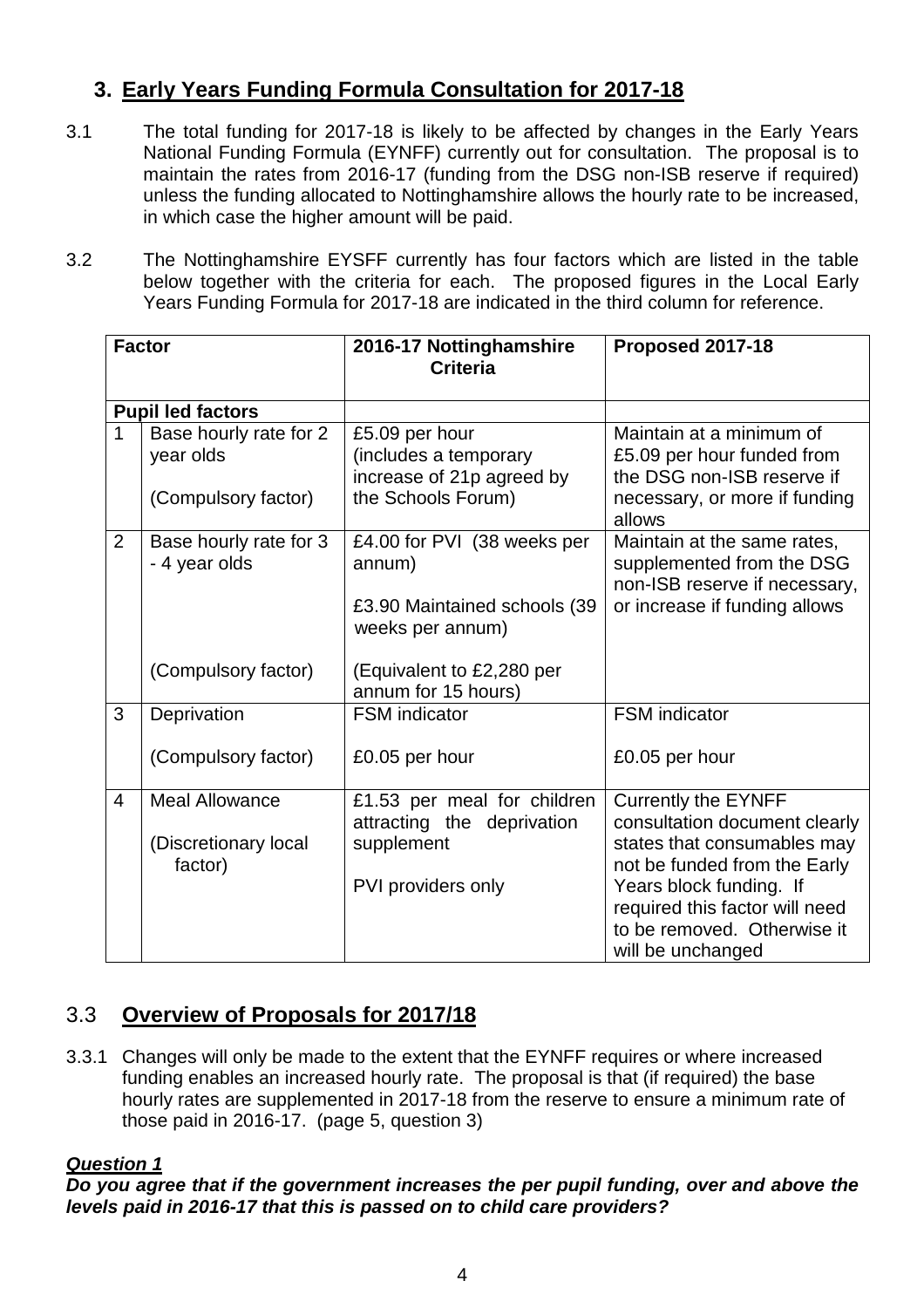## 3. Early Years Funding Formula Consultation for 2017-18

3.1 The total funding for 2017-18 is likely to be affected by changes in the Early Years National Funding Formula (EYNFF) currently out for consultation. The proposal is to maintain the rates from 2016-17 (funding from the DSG non-ISB reserve if required) unless the funding allocated to Nottinghamshire allows the hourly rate to be increased, in which case the higher amount will be paid.

3.2 The Nottinghamshire EYSFF currently has four factors which are listed in the table below together with the criteria for each. The proposed figures in the Local Early Years Funding Formula for 2017-18 are indicated in the third column for reference.

| Factor | | 2016-17 Nottinghamshire Criteria | Proposed 2017-18 |
|---|---|---|---|
| **Pupil led factors** | | | |
| 1 | Base hourly rate for 2 year olds<br><br>(Compulsory factor) | £5.09 per hour (includes a temporary increase of 21p agreed by the Schools Forum) | Maintain at a minimum of £5.09 per hour funded from the DSG non-ISB reserve if necessary, or more if funding allows |
| 2 | Base hourly rate for 3 - 4 year olds<br><br>(Compulsory factor) | £4.00 for PVI (38 weeks per annum)<br><br>£3.90 Maintained schools (39 weeks per annum)<br><br>(Equivalent to £2,280 per annum for 15 hours) | Maintain at the same rates, supplemented from the DSG non-ISB reserve if necessary, or increase if funding allows |
| 3 | Deprivation<br><br>(Compulsory factor) | FSM indicator<br><br>£0.05 per hour | FSM indicator<br><br>£0.05 per hour |
| 4 | Meal Allowance<br><br>(Discretionary local factor) | £1.53 per meal for children attracting the deprivation supplement<br><br>PVI providers only | Currently the EYNFF consultation document clearly states that consumables may not be funded from the Early Years block funding. If required this factor will need to be removed. Otherwise it will be unchanged |

## 3.3 Overview of Proposals for 2017/18

3.3.1 Changes will only be made to the extent that the EYNFF requires or where increased funding enables an increased hourly rate. The proposal is that (if required) the base hourly rates are supplemented in 2017-18 from the reserve to ensure a minimum rate of those paid in 2016-17. (page 5, question 3)

***Question 1***

***Do you agree that if the government increases the per pupil funding, over and above the levels paid in 2016-17 that this is passed on to child care providers?***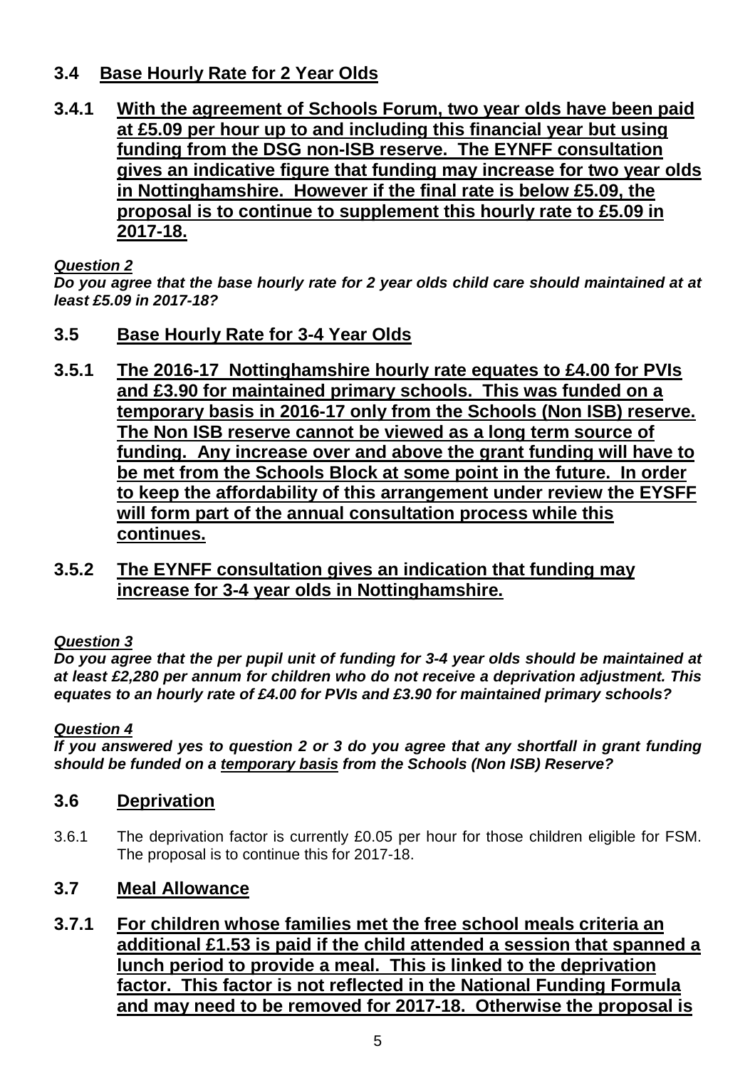## 3.4 Base Hourly Rate for 2 Year Olds

**3.4.1 With the agreement of Schools Forum, two year olds have been paid at £5.09 per hour up to and including this financial year but using funding from the DSG non-ISB reserve. The EYNFF consultation gives an indicative figure that funding may increase for two year olds in Nottinghamshire. However if the final rate is below £5.09, the proposal is to continue to supplement this hourly rate to £5.09 in 2017-18.**

***Question 2***

***Do you agree that the base hourly rate for 2 year olds child care should maintained at at least £5.09 in 2017-18?***

## 3.5 Base Hourly Rate for 3-4 Year Olds

**3.5.1 The 2016-17 Nottinghamshire hourly rate equates to £4.00 for PVIs and £3.90 for maintained primary schools. This was funded on a temporary basis in 2016-17 only from the Schools (Non ISB) reserve. The Non ISB reserve cannot be viewed as a long term source of funding. Any increase over and above the grant funding will have to be met from the Schools Block at some point in the future. In order to keep the affordability of this arrangement under review the EYSFF will form part of the annual consultation process while this continues.**

**3.5.2 The EYNFF consultation gives an indication that funding may increase for 3-4 year olds in Nottinghamshire.**

***Question 3***

***Do you agree that the per pupil unit of funding for 3-4 year olds should be maintained at at least £2,280 per annum for children who do not receive a deprivation adjustment. This equates to an hourly rate of £4.00 for PVIs and £3.90 for maintained primary schools?***

***Question 4***

***If you answered yes to question 2 or 3 do you agree that any shortfall in grant funding should be funded on a temporary basis from the Schools (Non ISB) Reserve?***

## 3.6 Deprivation

3.6.1 The deprivation factor is currently £0.05 per hour for those children eligible for FSM. The proposal is to continue this for 2017-18.

## 3.7 Meal Allowance

**3.7.1 For children whose families met the free school meals criteria an additional £1.53 is paid if the child attended a session that spanned a lunch period to provide a meal. This is linked to the deprivation factor. This factor is not reflected in the National Funding Formula and may need to be removed for 2017-18. Otherwise the proposal is**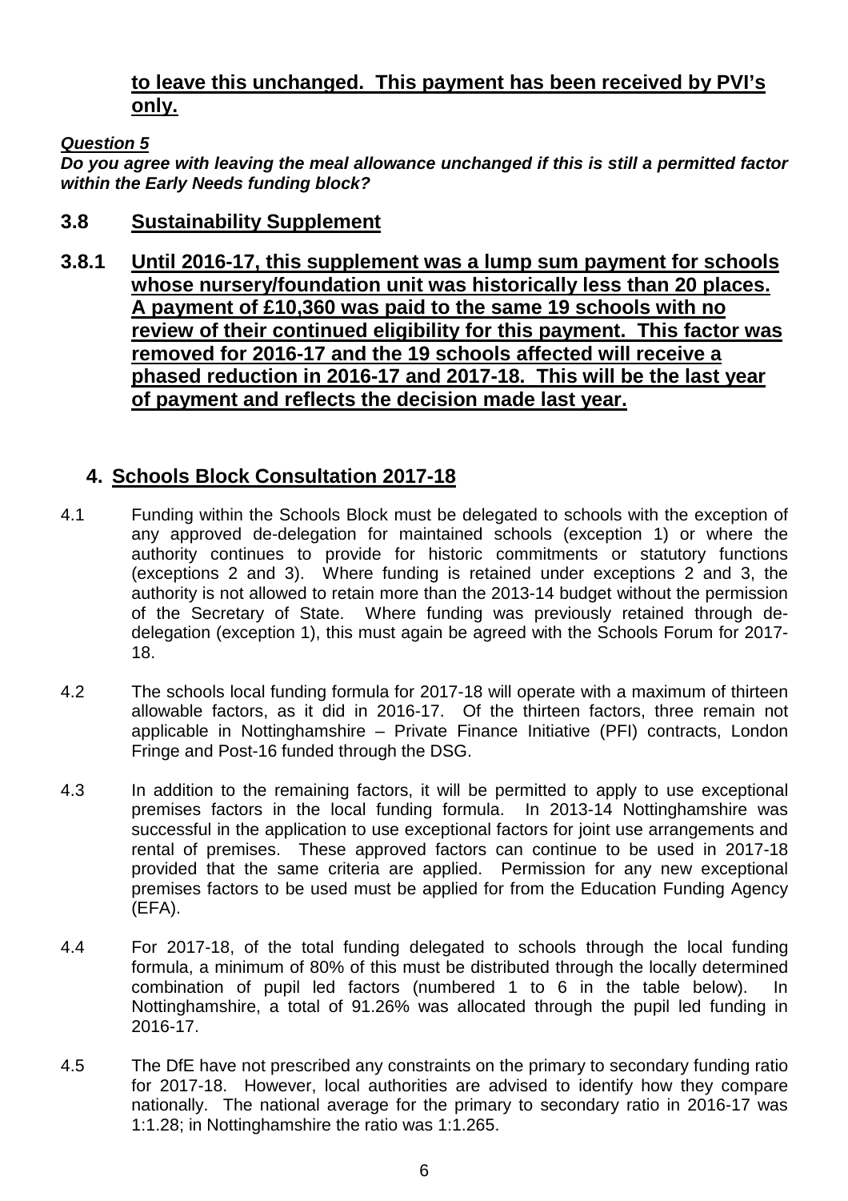**to leave this unchanged. This payment has been received by PVI's only.**

***Question 5***

***Do you agree with leaving the meal allowance unchanged if this is still a permitted factor within the Early Needs funding block?***

## 3.8 Sustainability Supplement

**3.8.1 Until 2016-17, this supplement was a lump sum payment for schools whose nursery/foundation unit was historically less than 20 places. A payment of £10,360 was paid to the same 19 schools with no review of their continued eligibility for this payment. This factor was removed for 2016-17 and the 19 schools affected will receive a phased reduction in 2016-17 and 2017-18. This will be the last year of payment and reflects the decision made last year.**

## 4. Schools Block Consultation 2017-18

4.1 Funding within the Schools Block must be delegated to schools with the exception of any approved de-delegation for maintained schools (exception 1) or where the authority continues to provide for historic commitments or statutory functions (exceptions 2 and 3). Where funding is retained under exceptions 2 and 3, the authority is not allowed to retain more than the 2013-14 budget without the permission of the Secretary of State. Where funding was previously retained through de-delegation (exception 1), this must again be agreed with the Schools Forum for 2017-18.

4.2 The schools local funding formula for 2017-18 will operate with a maximum of thirteen allowable factors, as it did in 2016-17. Of the thirteen factors, three remain not applicable in Nottinghamshire – Private Finance Initiative (PFI) contracts, London Fringe and Post-16 funded through the DSG.

4.3 In addition to the remaining factors, it will be permitted to apply to use exceptional premises factors in the local funding formula. In 2013-14 Nottinghamshire was successful in the application to use exceptional factors for joint use arrangements and rental of premises. These approved factors can continue to be used in 2017-18 provided that the same criteria are applied. Permission for any new exceptional premises factors to be used must be applied for from the Education Funding Agency (EFA).

4.4 For 2017-18, of the total funding delegated to schools through the local funding formula, a minimum of 80% of this must be distributed through the locally determined combination of pupil led factors (numbered 1 to 6 in the table below). In Nottinghamshire, a total of 91.26% was allocated through the pupil led funding in 2016-17.

4.5 The DfE have not prescribed any constraints on the primary to secondary funding ratio for 2017-18. However, local authorities are advised to identify how they compare nationally. The national average for the primary to secondary ratio in 2016-17 was 1:1.28; in Nottinghamshire the ratio was 1:1.265.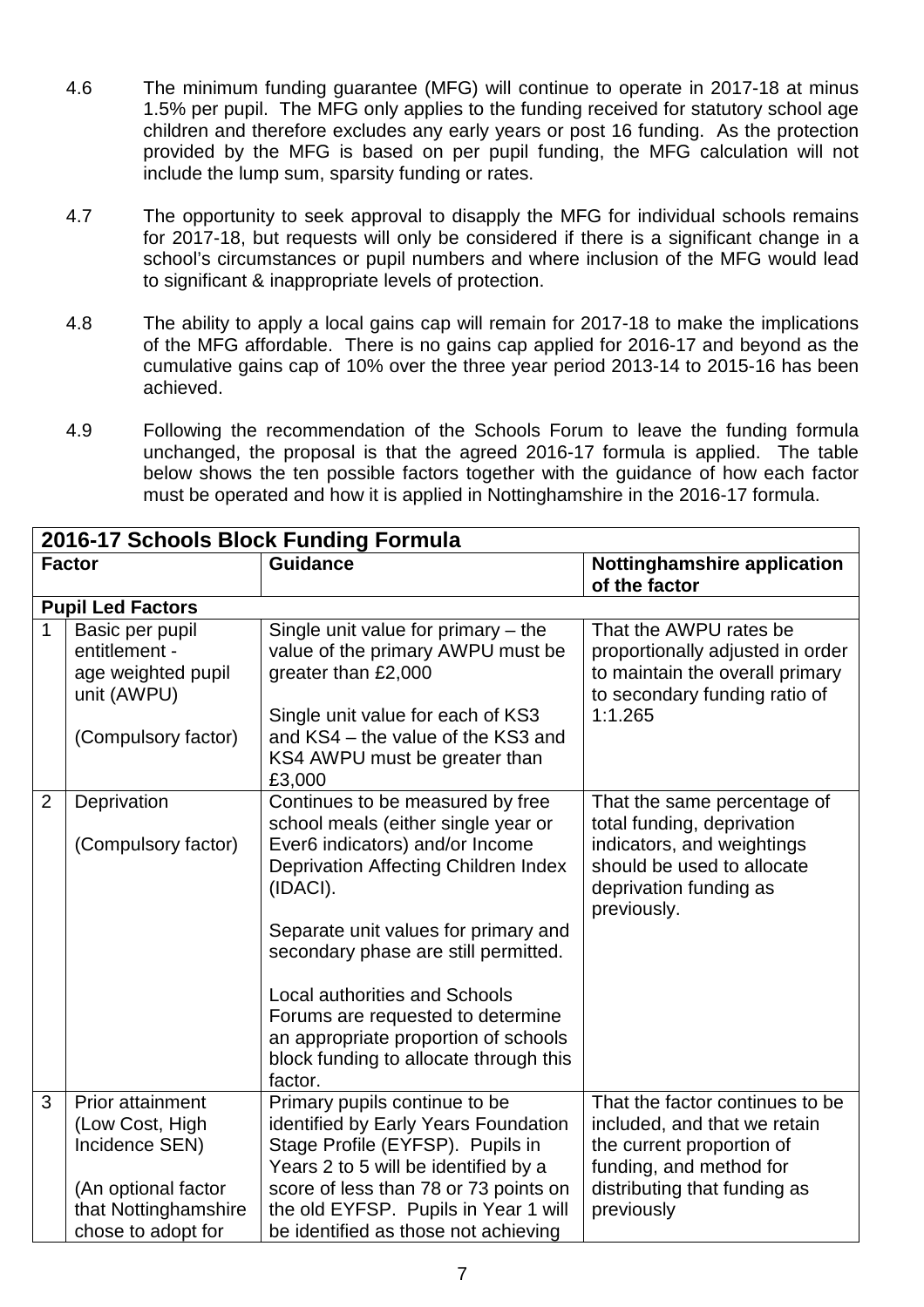4.6 The minimum funding guarantee (MFG) will continue to operate in 2017-18 at minus 1.5% per pupil. The MFG only applies to the funding received for statutory school age children and therefore excludes any early years or post 16 funding. As the protection provided by the MFG is based on per pupil funding, the MFG calculation will not include the lump sum, sparsity funding or rates.

4.7 The opportunity to seek approval to disapply the MFG for individual schools remains for 2017-18, but requests will only be considered if there is a significant change in a school's circumstances or pupil numbers and where inclusion of the MFG would lead to significant & inappropriate levels of protection.

4.8 The ability to apply a local gains cap will remain for 2017-18 to make the implications of the MFG affordable. There is no gains cap applied for 2016-17 and beyond as the cumulative gains cap of 10% over the three year period 2013-14 to 2015-16 has been achieved.

4.9 Following the recommendation of the Schools Forum to leave the funding formula unchanged, the proposal is that the agreed 2016-17 formula is applied. The table below shows the ten possible factors together with the guidance of how each factor must be operated and how it is applied in Nottinghamshire in the 2016-17 formula.

| **2016-17 Schools Block Funding Formula** | | | |
|---|---|---|---|
| **Factor** | | **Guidance** | **Nottinghamshire application of the factor** |
| **Pupil Led Factors** | | | |
| 1 | Basic per pupil entitlement - age weighted pupil unit (AWPU)<br><br>(Compulsory factor) | Single unit value for primary – the value of the primary AWPU must be greater than £2,000<br><br>Single unit value for each of KS3 and KS4 – the value of the KS3 and KS4 AWPU must be greater than £3,000 | That the AWPU rates be proportionally adjusted in order to maintain the overall primary to secondary funding ratio of 1:1.265 |
| 2 | Deprivation<br><br>(Compulsory factor) | Continues to be measured by free school meals (either single year or Ever6 indicators) and/or Income Deprivation Affecting Children Index (IDACI).<br><br>Separate unit values for primary and secondary phase are still permitted.<br><br>Local authorities and Schools Forums are requested to determine an appropriate proportion of schools block funding to allocate through this factor. | That the same percentage of total funding, deprivation indicators, and weightings should be used to allocate deprivation funding as previously. |
| 3 | Prior attainment (Low Cost, High Incidence SEN)<br><br>(An optional factor that Nottinghamshire chose to adopt for | Primary pupils continue to be identified by Early Years Foundation Stage Profile (EYFSP). Pupils in Years 2 to 5 will be identified by a score of less than 78 or 73 points on the old EYFSP. Pupils in Year 1 will be identified as those not achieving | That the factor continues to be included, and that we retain the current proportion of funding, and method for distributing that funding as previously |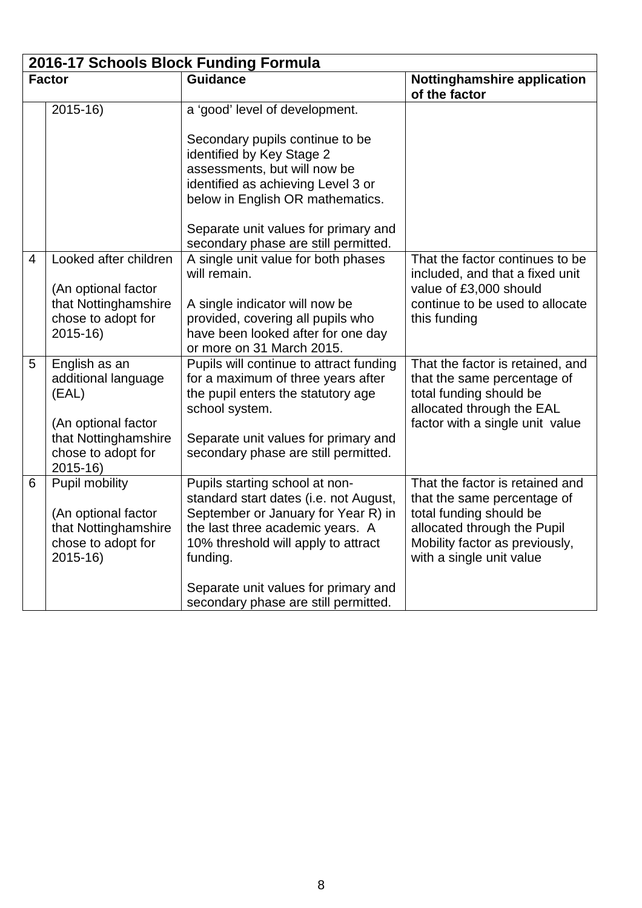| 2016-17 Schools Block Funding Formula | | | |
|---|---|---|---|
| **Factor** | | **Guidance** | **Nottinghamshire application of the factor** |
| | 2015-16) | a 'good' level of development.<br><br>Secondary pupils continue to be identified by Key Stage 2 assessments, but will now be identified as achieving Level 3 or below in English OR mathematics.<br><br>Separate unit values for primary and secondary phase are still permitted. | |
| 4 | Looked after children<br><br>(An optional factor that Nottinghamshire chose to adopt for 2015-16) | A single unit value for both phases will remain.<br><br>A single indicator will now be provided, covering all pupils who have been looked after for one day or more on 31 March 2015. | That the factor continues to be included, and that a fixed unit value of £3,000 should continue to be used to allocate this funding |
| 5 | English as an additional language (EAL)<br><br>(An optional factor that Nottinghamshire chose to adopt for 2015-16) | Pupils will continue to attract funding for a maximum of three years after the pupil enters the statutory age school system.<br><br>Separate unit values for primary and secondary phase are still permitted. | That the factor is retained, and that the same percentage of total funding should be allocated through the EAL factor with a single unit value |
| 6 | Pupil mobility<br><br>(An optional factor that Nottinghamshire chose to adopt for 2015-16) | Pupils starting school at non-standard start dates (i.e. not August, September or January for Year R) in the last three academic years. A 10% threshold will apply to attract funding.<br><br>Separate unit values for primary and secondary phase are still permitted. | That the factor is retained and that the same percentage of total funding should be allocated through the Pupil Mobility factor as previously, with a single unit value |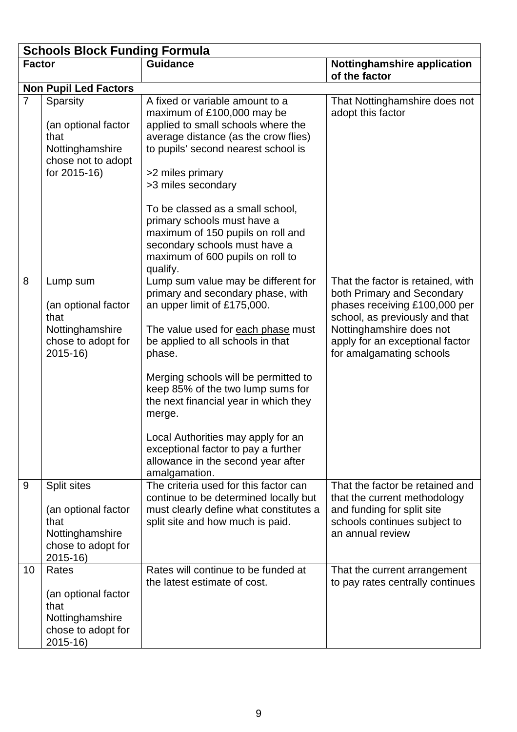| Schools Block Funding Formula | | | |
|---|---|---|---|
| **Factor** | | **Guidance** | **Nottinghamshire application of the factor** |
| **Non Pupil Led Factors** | | | |
| 7 | Sparsity<br><br>(an optional factor that Nottinghamshire chose not to adopt for 2015-16) | A fixed or variable amount to a maximum of £100,000 may be applied to small schools where the average distance (as the crow flies) to pupils' second nearest school is<br><br>>2 miles primary<br>>3 miles secondary<br><br>To be classed as a small school, primary schools must have a maximum of 150 pupils on roll and secondary schools must have a maximum of 600 pupils on roll to qualify. | That Nottinghamshire does not adopt this factor |
| 8 | Lump sum<br><br>(an optional factor that Nottinghamshire chose to adopt for 2015-16) | Lump sum value may be different for primary and secondary phase, with an upper limit of £175,000.<br><br>The value used for each phase must be applied to all schools in that phase.<br><br>Merging schools will be permitted to keep 85% of the two lump sums for the next financial year in which they merge.<br><br>Local Authorities may apply for an exceptional factor to pay a further allowance in the second year after amalgamation. | That the factor is retained, with both Primary and Secondary phases receiving £100,000 per school, as previously and that Nottinghamshire does not apply for an exceptional factor for amalgamating schools |
| 9 | Split sites<br><br>(an optional factor that Nottinghamshire chose to adopt for 2015-16) | The criteria used for this factor can continue to be determined locally but must clearly define what constitutes a split site and how much is paid. | That the factor be retained and that the current methodology and funding for split site schools continues subject to an annual review |
| 10 | Rates<br><br>(an optional factor that Nottinghamshire chose to adopt for 2015-16) | Rates will continue to be funded at the latest estimate of cost. | That the current arrangement to pay rates centrally continues |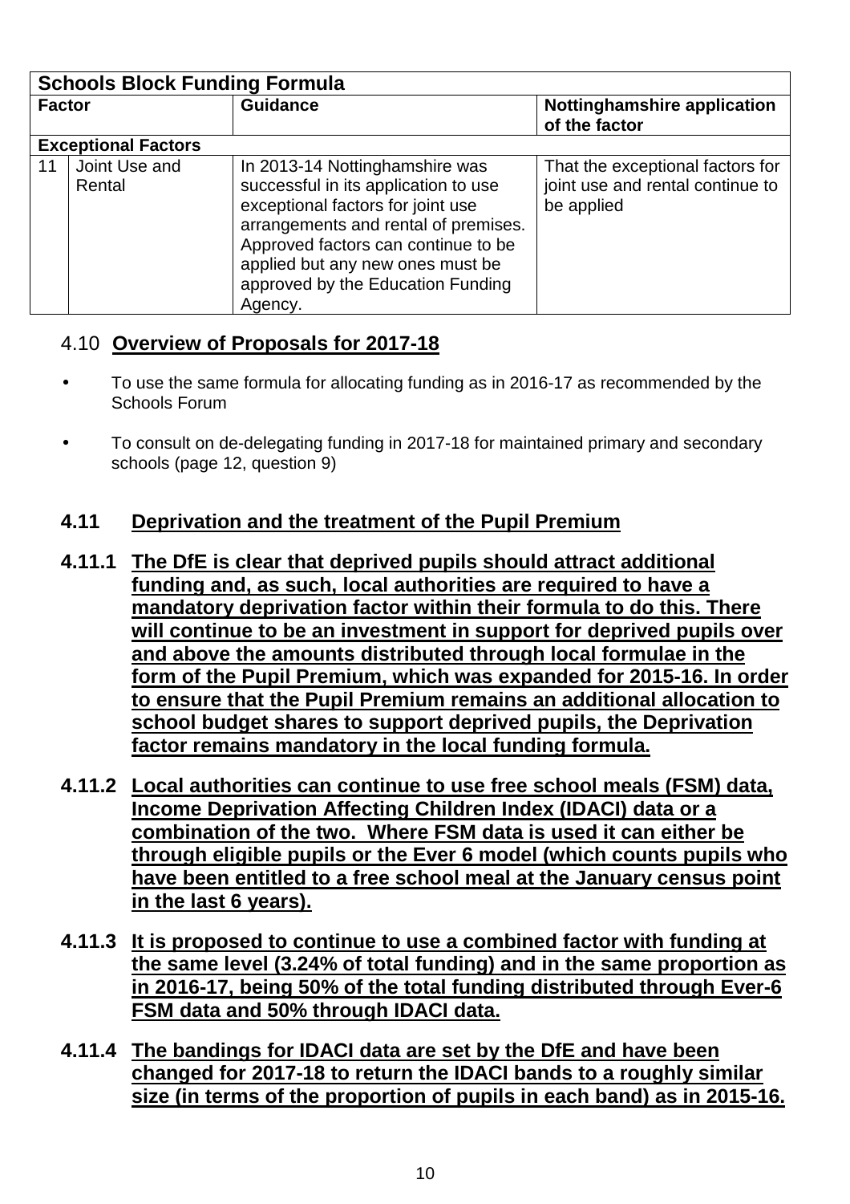| Schools Block Funding Formula | | | |
|---|---|---|---|
| **Factor** | | **Guidance** | **Nottinghamshire application of the factor** |
| **Exceptional Factors** | | | |
| 11 | Joint Use and Rental | In 2013-14 Nottinghamshire was successful in its application to use exceptional factors for joint use arrangements and rental of premises. Approved factors can continue to be applied but any new ones must be approved by the Education Funding Agency. | That the exceptional factors for joint use and rental continue to be applied |

## 4.10 Overview of Proposals for 2017-18

- To use the same formula for allocating funding as in 2016-17 as recommended by the Schools Forum
- To consult on de-delegating funding in 2017-18 for maintained primary and secondary schools (page 12, question 9)

## 4.11 Deprivation and the treatment of the Pupil Premium

**4.11.1 The DfE is clear that deprived pupils should attract additional funding and, as such, local authorities are required to have a mandatory deprivation factor within their formula to do this. There will continue to be an investment in support for deprived pupils over and above the amounts distributed through local formulae in the form of the Pupil Premium, which was expanded for 2015-16. In order to ensure that the Pupil Premium remains an additional allocation to school budget shares to support deprived pupils, the Deprivation factor remains mandatory in the local funding formula.**

**4.11.2 Local authorities can continue to use free school meals (FSM) data, Income Deprivation Affecting Children Index (IDACI) data or a combination of the two. Where FSM data is used it can either be through eligible pupils or the Ever 6 model (which counts pupils who have been entitled to a free school meal at the January census point in the last 6 years).**

**4.11.3 It is proposed to continue to use a combined factor with funding at the same level (3.24% of total funding) and in the same proportion as in 2016-17, being 50% of the total funding distributed through Ever-6 FSM data and 50% through IDACI data.**

**4.11.4 The bandings for IDACI data are set by the DfE and have been changed for 2017-18 to return the IDACI bands to a roughly similar size (in terms of the proportion of pupils in each band) as in 2015-16.**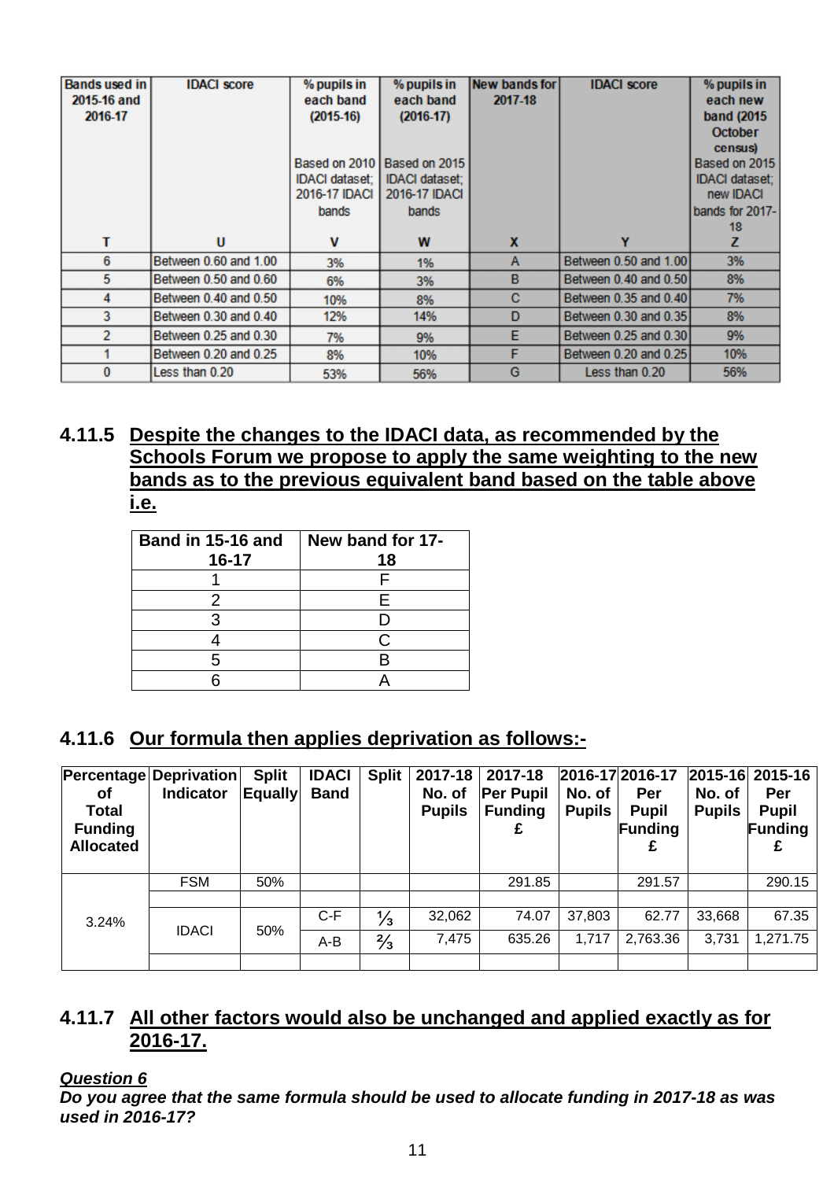| Bands used in 2015-16 and 2016-17 | IDACI score | % pupils in each band (2015-16) Based on 2010 IDACI dataset; 2016-17 IDACI bands | % pupils in each band (2016-17) Based on 2015 IDACI dataset; 2016-17 IDACI bands | New bands for 2017-18 | IDACI score | % pupils in each new band (2015 October census) Based on 2015 IDACI dataset; new IDACI bands for 2017-18 |
|---|---|---|---|---|---|---|
| T | U | V | W | X | Y | Z |
| 6 | Between 0.60 and 1.00 | 3% | 1% | A | Between 0.50 and 1.00 | 3% |
| 5 | Between 0.50 and 0.60 | 6% | 3% | B | Between 0.40 and 0.50 | 8% |
| 4 | Between 0.40 and 0.50 | 10% | 8% | C | Between 0.35 and 0.40 | 7% |
| 3 | Between 0.30 and 0.40 | 12% | 14% | D | Between 0.30 and 0.35 | 8% |
| 2 | Between 0.25 and 0.30 | 7% | 9% | E | Between 0.25 and 0.30 | 9% |
| 1 | Between 0.20 and 0.25 | 8% | 10% | F | Between 0.20 and 0.25 | 10% |
| 0 | Less than 0.20 | 53% | 56% | G | Less than 0.20 | 56% |

### 4.11.5 <u>Despite the changes to the IDACI data, as recommended by the Schools Forum we propose to apply the same weighting to the new bands as to the previous equivalent band based on the table above i.e.</u>

| Band in 15-16 and 16-17 | New band for 17-18 |
|---|---|
| 1 | F |
| 2 | E |
| 3 | D |
| 4 | C |
| 5 | B |
| 6 | A |

### 4.11.6 <u>Our formula then applies deprivation as follows:-</u>

| Percentage of Total Funding Allocated | Deprivation Indicator | Split Equally | IDACI Band | Split | 2017-18 No. of Pupils | 2017-18 Per Pupil Funding £ | 2016-17 No. of Pupils | 2016-17 Per Pupil Funding £ | 2015-16 No. of Pupils | 2015-16 Per Pupil Funding £ |
|---|---|---|---|---|---|---|---|---|---|---|
| 3.24% | FSM | 50% | | | | 291.85 | | 291.57 | | 290.15 |
| | | | | | | | | | | |
| | IDACI | 50% | C-F | ⅓ | 32,062 | 74.07 | 37,803 | 62.77 | 33,668 | 67.35 |
| | | | A-B | ⅔ | 7,475 | 635.26 | 1,717 | 2,763.36 | 3,731 | 1,271.75 |
| | | | | | | | | | | |

### 4.11.7 <u>All other factors would also be unchanged and applied exactly as for 2016-17.</u>

***<u>Question 6</u>***

***Do you agree that the same formula should be used to allocate funding in 2017-18 as was used in 2016-17?***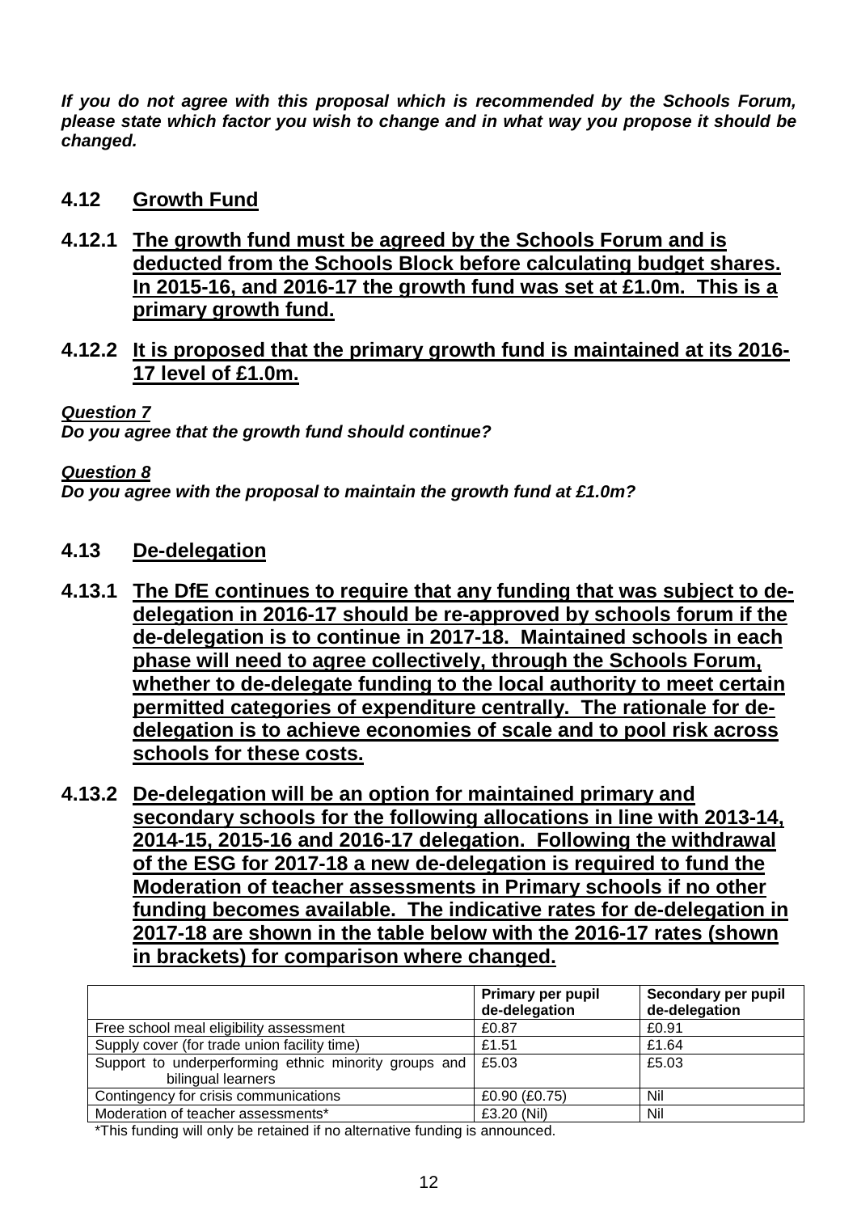***If you do not agree with this proposal which is recommended by the Schools Forum, please state which factor you wish to change and in what way you propose it should be changed.***

## 4.12 Growth Fund

**4.12.1 The growth fund must be agreed by the Schools Forum and is deducted from the Schools Block before calculating budget shares. In 2015-16, and 2016-17 the growth fund was set at £1.0m. This is a primary growth fund.**

**4.12.2 It is proposed that the primary growth fund is maintained at its 2016-17 level of £1.0m.**

***Question 7***
***Do you agree that the growth fund should continue?***

***Question 8***
***Do you agree with the proposal to maintain the growth fund at £1.0m?***

## 4.13 De-delegation

**4.13.1 The DfE continues to require that any funding that was subject to de-delegation in 2016-17 should be re-approved by schools forum if the de-delegation is to continue in 2017-18. Maintained schools in each phase will need to agree collectively, through the Schools Forum, whether to de-delegate funding to the local authority to meet certain permitted categories of expenditure centrally. The rationale for de-delegation is to achieve economies of scale and to pool risk across schools for these costs.**

**4.13.2 De-delegation will be an option for maintained primary and secondary schools for the following allocations in line with 2013-14, 2014-15, 2015-16 and 2016-17 delegation. Following the withdrawal of the ESG for 2017-18 a new de-delegation is required to fund the Moderation of teacher assessments in Primary schools if no other funding becomes available. The indicative rates for de-delegation in 2017-18 are shown in the table below with the 2016-17 rates (shown in brackets) for comparison where changed.**

| | Primary per pupil de-delegation | Secondary per pupil de-delegation |
|---|---|---|
| Free school meal eligibility assessment | £0.87 | £0.91 |
| Supply cover (for trade union facility time) | £1.51 | £1.64 |
| Support to underperforming ethnic minority groups and bilingual learners | £5.03 | £5.03 |
| Contingency for crisis communications | £0.90 (£0.75) | Nil |
| Moderation of teacher assessments* | £3.20 (Nil) | Nil |

*This funding will only be retained if no alternative funding is announced.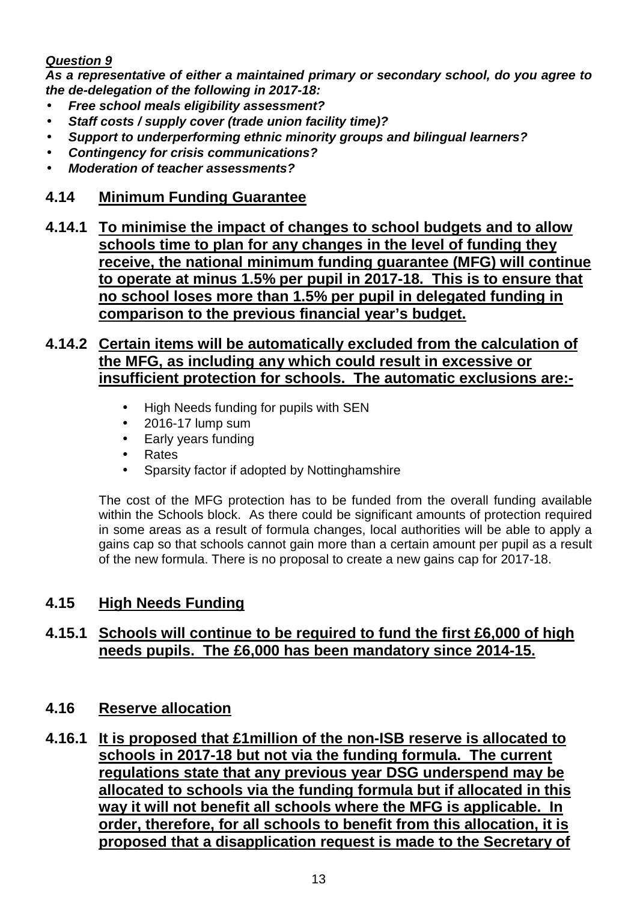***Question 9***

***As a representative of either a maintained primary or secondary school, do you agree to the de-delegation of the following in 2017-18:***

- ***Free school meals eligibility assessment?***
- ***Staff costs / supply cover (trade union facility time)?***
- ***Support to underperforming ethnic minority groups and bilingual learners?***
- ***Contingency for crisis communications?***
- ***Moderation of teacher assessments?***

## 4.14 Minimum Funding Guarantee

**4.14.1 To minimise the impact of changes to school budgets and to allow schools time to plan for any changes in the level of funding they receive, the national minimum funding guarantee (MFG) will continue to operate at minus 1.5% per pupil in 2017-18. This is to ensure that no school loses more than 1.5% per pupil in delegated funding in comparison to the previous financial year's budget.**

**4.14.2 Certain items will be automatically excluded from the calculation of the MFG, as including any which could result in excessive or insufficient protection for schools. The automatic exclusions are:-**

- High Needs funding for pupils with SEN
- 2016-17 lump sum
- Early years funding
- Rates
- Sparsity factor if adopted by Nottinghamshire

The cost of the MFG protection has to be funded from the overall funding available within the Schools block. As there could be significant amounts of protection required in some areas as a result of formula changes, local authorities will be able to apply a gains cap so that schools cannot gain more than a certain amount per pupil as a result of the new formula. There is no proposal to create a new gains cap for 2017-18.

## 4.15 High Needs Funding

**4.15.1 Schools will continue to be required to fund the first £6,000 of high needs pupils. The £6,000 has been mandatory since 2014-15.**

## 4.16 Reserve allocation

**4.16.1 It is proposed that £1million of the non-ISB reserve is allocated to schools in 2017-18 but not via the funding formula. The current regulations state that any previous year DSG underspend may be allocated to schools via the funding formula but if allocated in this way it will not benefit all schools where the MFG is applicable. In order, therefore, for all schools to benefit from this allocation, it is proposed that a disapplication request is made to the Secretary of**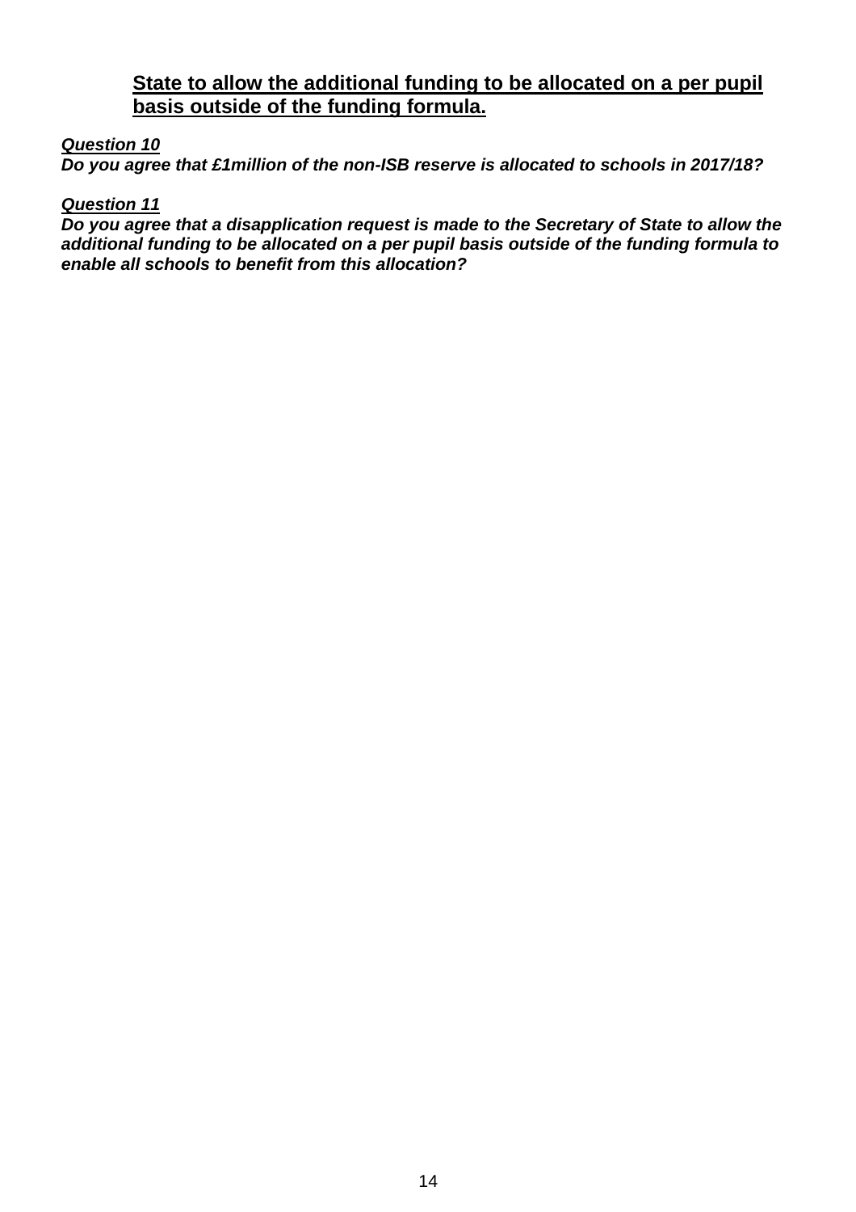**State to allow the additional funding to be allocated on a per pupil basis outside of the funding formula.**

***Question 10***
***Do you agree that £1million of the non-ISB reserve is allocated to schools in 2017/18?***

***Question 11***
***Do you agree that a disapplication request is made to the Secretary of State to allow the additional funding to be allocated on a per pupil basis outside of the funding formula to enable all schools to benefit from this allocation?***